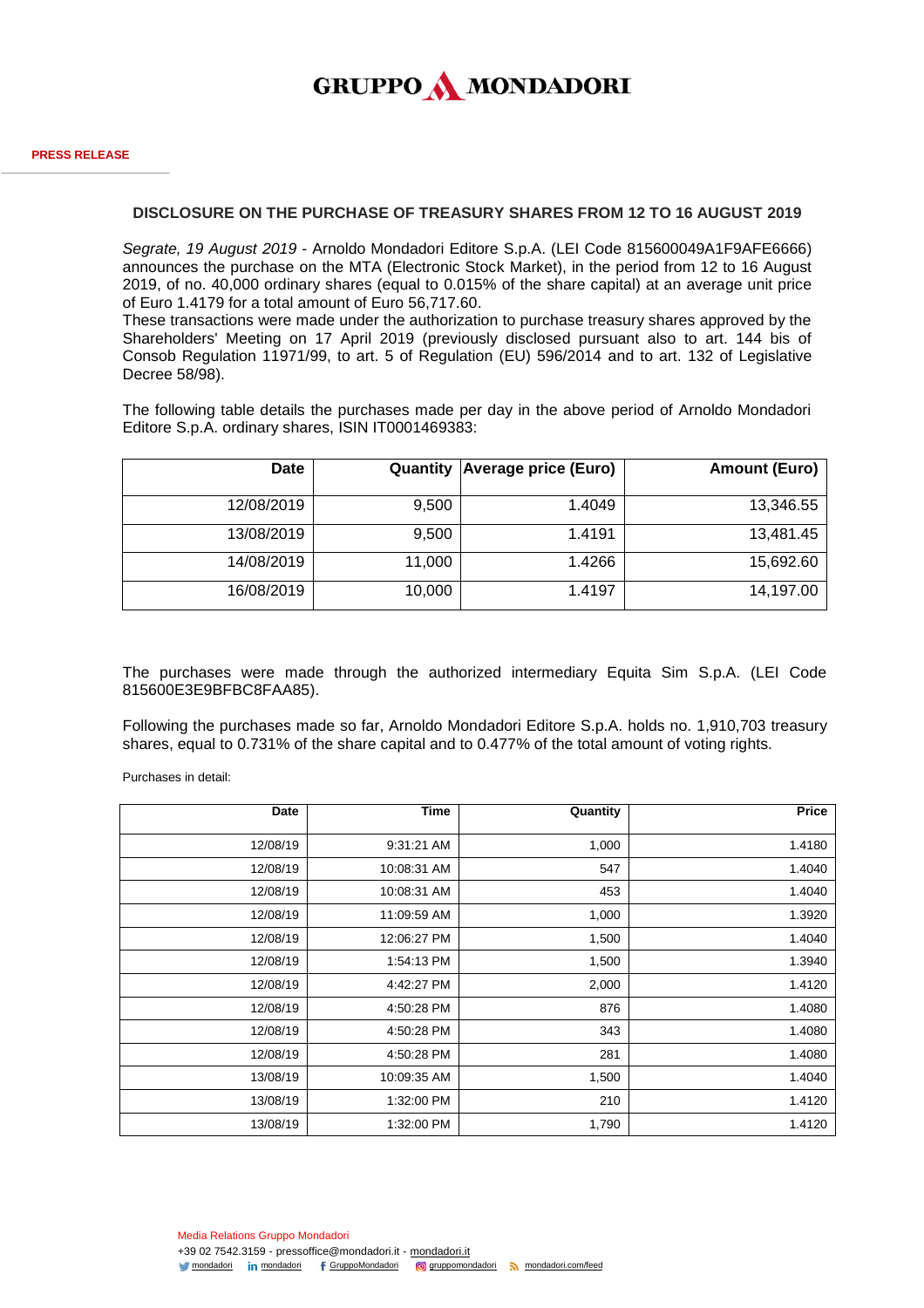# GRUPPO MONDADORI

**PRESS RELEASE**

## DISCLOSURE ON THE PURCHASE OF TREASURY SHARES FROM 12 TO 16 AUGUST 2019

*Segrate, 19 August 2019* - Arnoldo Mondadori Editore S.p.A. (LEI Code 815600049A1F9AFE6666) announces the purchase on the MTA (Electronic Stock Market), in the period from 12 to 16 August 2019, of no. 40,000 ordinary shares (equal to 0.015% of the share capital) at an average unit price of Euro 1.4179 for a total amount of Euro 56,717.60.
These transactions were made under the authorization to purchase treasury shares approved by the Shareholders' Meeting on 17 April 2019 (previously disclosed pursuant also to art. 144 bis of Consob Regulation 11971/99, to art. 5 of Regulation (EU) 596/2014 and to art. 132 of Legislative Decree 58/98).

The following table details the purchases made per day in the above period of Arnoldo Mondadori Editore S.p.A. ordinary shares, ISIN IT0001469383:

| Date | Quantity | Average price (Euro) | Amount (Euro) |
|---|---|---|---|
| 12/08/2019 | 9,500 | 1.4049 | 13,346.55 |
| 13/08/2019 | 9,500 | 1.4191 | 13,481.45 |
| 14/08/2019 | 11,000 | 1.4266 | 15,692.60 |
| 16/08/2019 | 10,000 | 1.4197 | 14,197.00 |

The purchases were made through the authorized intermediary Equita Sim S.p.A. (LEI Code 815600E3E9BFBC8FAA85).

Following the purchases made so far, Arnoldo Mondadori Editore S.p.A. holds no. 1,910,703 treasury shares, equal to 0.731% of the share capital and to 0.477% of the total amount of voting rights.

Purchases in detail:

| Date | Time | Quantity | Price |
|---|---|---|---|
| 12/08/19 | 9:31:21 AM | 1,000 | 1.4180 |
| 12/08/19 | 10:08:31 AM | 547 | 1.4040 |
| 12/08/19 | 10:08:31 AM | 453 | 1.4040 |
| 12/08/19 | 11:09:59 AM | 1,000 | 1.3920 |
| 12/08/19 | 12:06:27 PM | 1,500 | 1.4040 |
| 12/08/19 | 1:54:13 PM | 1,500 | 1.3940 |
| 12/08/19 | 4:42:27 PM | 2,000 | 1.4120 |
| 12/08/19 | 4:50:28 PM | 876 | 1.4080 |
| 12/08/19 | 4:50:28 PM | 343 | 1.4080 |
| 12/08/19 | 4:50:28 PM | 281 | 1.4080 |
| 13/08/19 | 10:09:35 AM | 1,500 | 1.4040 |
| 13/08/19 | 1:32:00 PM | 210 | 1.4120 |
| 13/08/19 | 1:32:00 PM | 1,790 | 1.4120 |

Media Relations Gruppo Mondadori
+39 02 7542.3159 - pressoffice@mondadori.it - mondadori.it
mondadori mondadori GruppoMondadori gruppomondadori mondadori.com/feed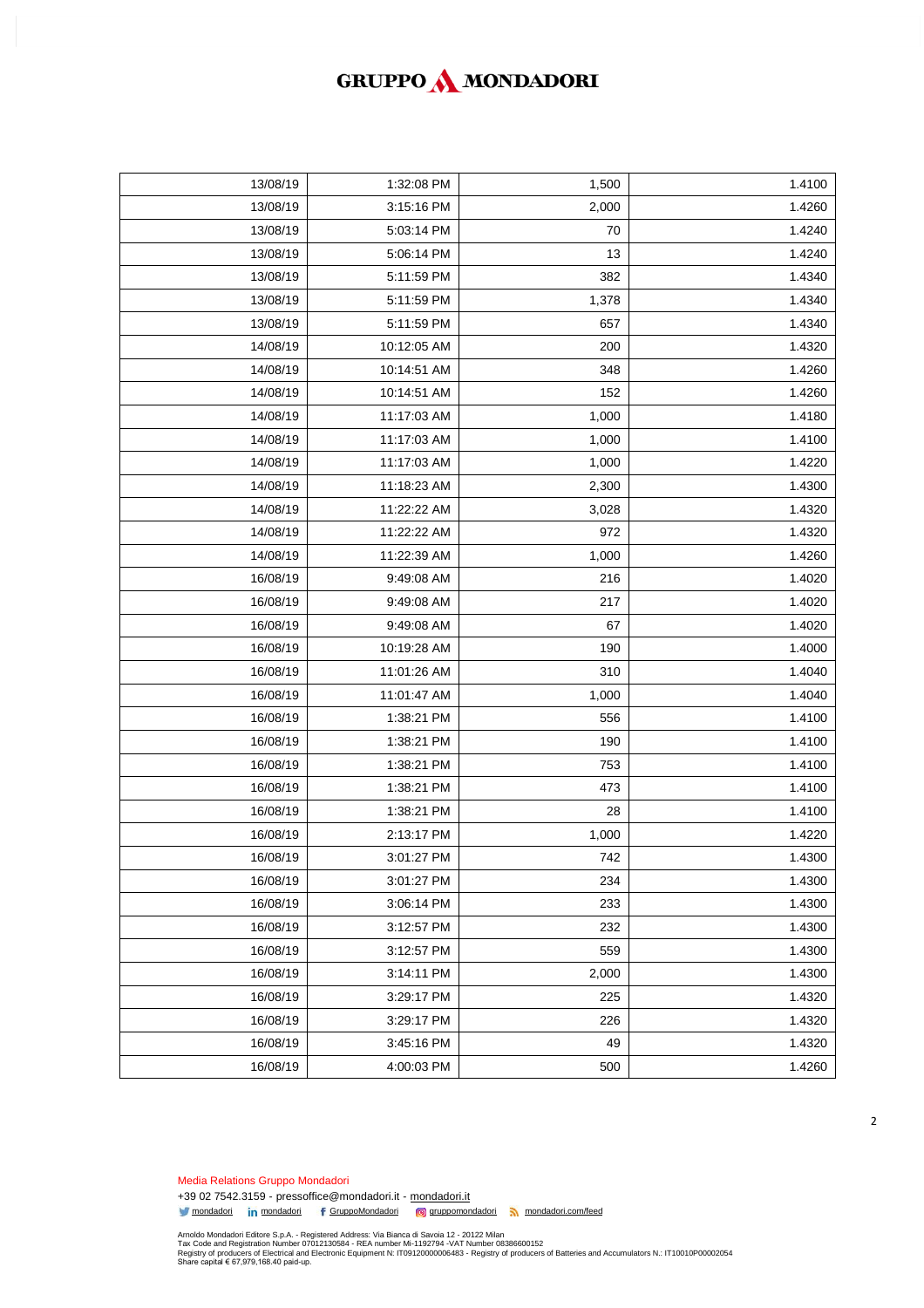| | | | |
|---|---|---|---|
| 13/08/19 | 1:32:08 PM | 1,500 | 1.4100 |
| 13/08/19 | 3:15:16 PM | 2,000 | 1.4260 |
| 13/08/19 | 5:03:14 PM | 70 | 1.4240 |
| 13/08/19 | 5:06:14 PM | 13 | 1.4240 |
| 13/08/19 | 5:11:59 PM | 382 | 1.4340 |
| 13/08/19 | 5:11:59 PM | 1,378 | 1.4340 |
| 13/08/19 | 5:11:59 PM | 657 | 1.4340 |
| 14/08/19 | 10:12:05 AM | 200 | 1.4320 |
| 14/08/19 | 10:14:51 AM | 348 | 1.4260 |
| 14/08/19 | 10:14:51 AM | 152 | 1.4260 |
| 14/08/19 | 11:17:03 AM | 1,000 | 1.4180 |
| 14/08/19 | 11:17:03 AM | 1,000 | 1.4100 |
| 14/08/19 | 11:17:03 AM | 1,000 | 1.4220 |
| 14/08/19 | 11:18:23 AM | 2,300 | 1.4300 |
| 14/08/19 | 11:22:22 AM | 3,028 | 1.4320 |
| 14/08/19 | 11:22:22 AM | 972 | 1.4320 |
| 14/08/19 | 11:22:39 AM | 1,000 | 1.4260 |
| 16/08/19 | 9:49:08 AM | 216 | 1.4020 |
| 16/08/19 | 9:49:08 AM | 217 | 1.4020 |
| 16/08/19 | 9:49:08 AM | 67 | 1.4020 |
| 16/08/19 | 10:19:28 AM | 190 | 1.4000 |
| 16/08/19 | 11:01:26 AM | 310 | 1.4040 |
| 16/08/19 | 11:01:47 AM | 1,000 | 1.4040 |
| 16/08/19 | 1:38:21 PM | 556 | 1.4100 |
| 16/08/19 | 1:38:21 PM | 190 | 1.4100 |
| 16/08/19 | 1:38:21 PM | 753 | 1.4100 |
| 16/08/19 | 1:38:21 PM | 473 | 1.4100 |
| 16/08/19 | 1:38:21 PM | 28 | 1.4100 |
| 16/08/19 | 2:13:17 PM | 1,000 | 1.4220 |
| 16/08/19 | 3:01:27 PM | 742 | 1.4300 |
| 16/08/19 | 3:01:27 PM | 234 | 1.4300 |
| 16/08/19 | 3:06:14 PM | 233 | 1.4300 |
| 16/08/19 | 3:12:57 PM | 232 | 1.4300 |
| 16/08/19 | 3:12:57 PM | 559 | 1.4300 |
| 16/08/19 | 3:14:11 PM | 2,000 | 1.4300 |
| 16/08/19 | 3:29:17 PM | 225 | 1.4320 |
| 16/08/19 | 3:29:17 PM | 226 | 1.4320 |
| 16/08/19 | 3:45:16 PM | 49 | 1.4320 |
| 16/08/19 | 4:00:03 PM | 500 | 1.4260 |